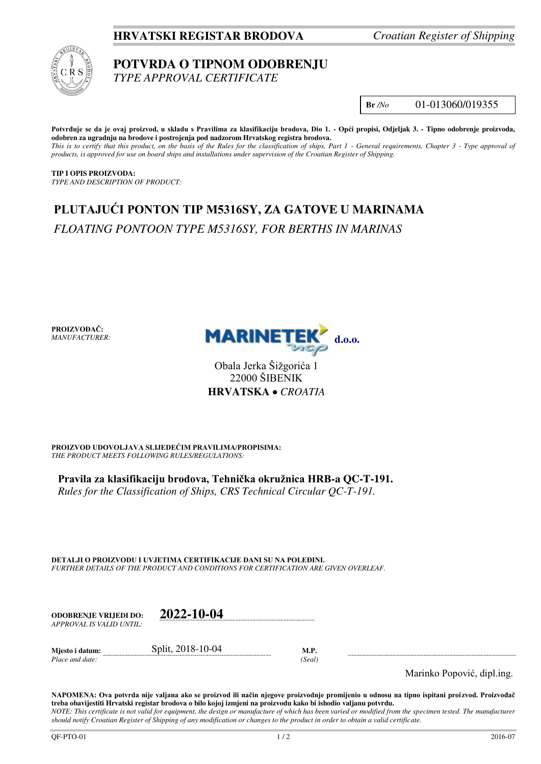**HRVATSKI REGISTAR BRODOVA** *Croatian Register of Shipping*

# POTVRDA O TIPNOM ODOBRENJU
*TYPE APPROVAL CERTIFICATE*

**Br** */No* 01-013060/019355

**Potvrđuje se da je ovaj proizvod, u skladu s Pravilima za klasifikaciju brodova, Dio 1. - Opći propisi, Odjeljak 3. - Tipno odobrenje proizvoda, odobren za ugradnju na brodove i postrojenja pod nadzorom Hrvatskog registra brodova.**
*This is to certify that this product, on the basis of the Rules for the classification of ships, Part 1 - General requirements, Chapter 3 - Type approval of products, is approved for use on board ships and installations under supervision of the Croatian Register of Shipping.*

**TIP I OPIS PROIZVODA:**
*TYPE AND DESCRIPTION OF PRODUCT:*

## PLUTAJUĆI PONTON TIP M5316SY, ZA GATOVE U MARINAMA
*FLOATING PONTOON TYPE M5316SY, FOR BERTHS IN MARINAS*

**PROIZVOĐAČ:**
*MANUFACTURER:*

MARINETEK **d.o.o.**
Obala Jerka Šižgorića 1
22000 ŠIBENIK
**HRVATSKA** • *CROATIA*

**PROIZVOD UDOVOLJAVA SLIJEDEĆIM PRAVILIMA/PROPISIMA:**
*THE PRODUCT MEETS FOLLOWING RULES/REGULATIONS:*

**Pravila za klasifikaciju brodova, Tehnička okružnica HRB-a QC-T-191.**
*Rules for the Classification of Ships, CRS Technical Circular QC-T-191.*

**DETALJI O PROIZVODU I UVJETIMA CERTIFIKACIJE DANI SU NA POLEĐINI.**
*FURTHER DETAILS OF THE PRODUCT AND CONDITIONS FOR CERTIFICATION ARE GIVEN OVERLEAF.*

**ODOBRENJE VRIJEDI DO:** **2022-10-04**
*APPROVAL IS VALID UNTIL:*

**Mjesto i datum:** Split, 2018-10-04
*Place and date:*

**M.P.**
*(Seal)*

Marinko Popović, dipl.ing.

**NAPOMENA: Ova potvrda nije valjana ako se proizvod ili način njegove proizvodnje promijenio u odnosu na tipno ispitani proizvod. Proizvođač treba obavijestiti Hrvatski registar brodova o bilo kojoj izmjeni na proizvodu kako bi ishodio valjanu potvrdu.**
*NOTE: This certificate is not valid for equipment, the design or manufacture of which has been varied or modified from the specimen tested. The manufacturer should notify Croatian Register of Shipping of any modification or changes to the product in order to obtain a valid certificate.*

QF-PTO-01 2016-07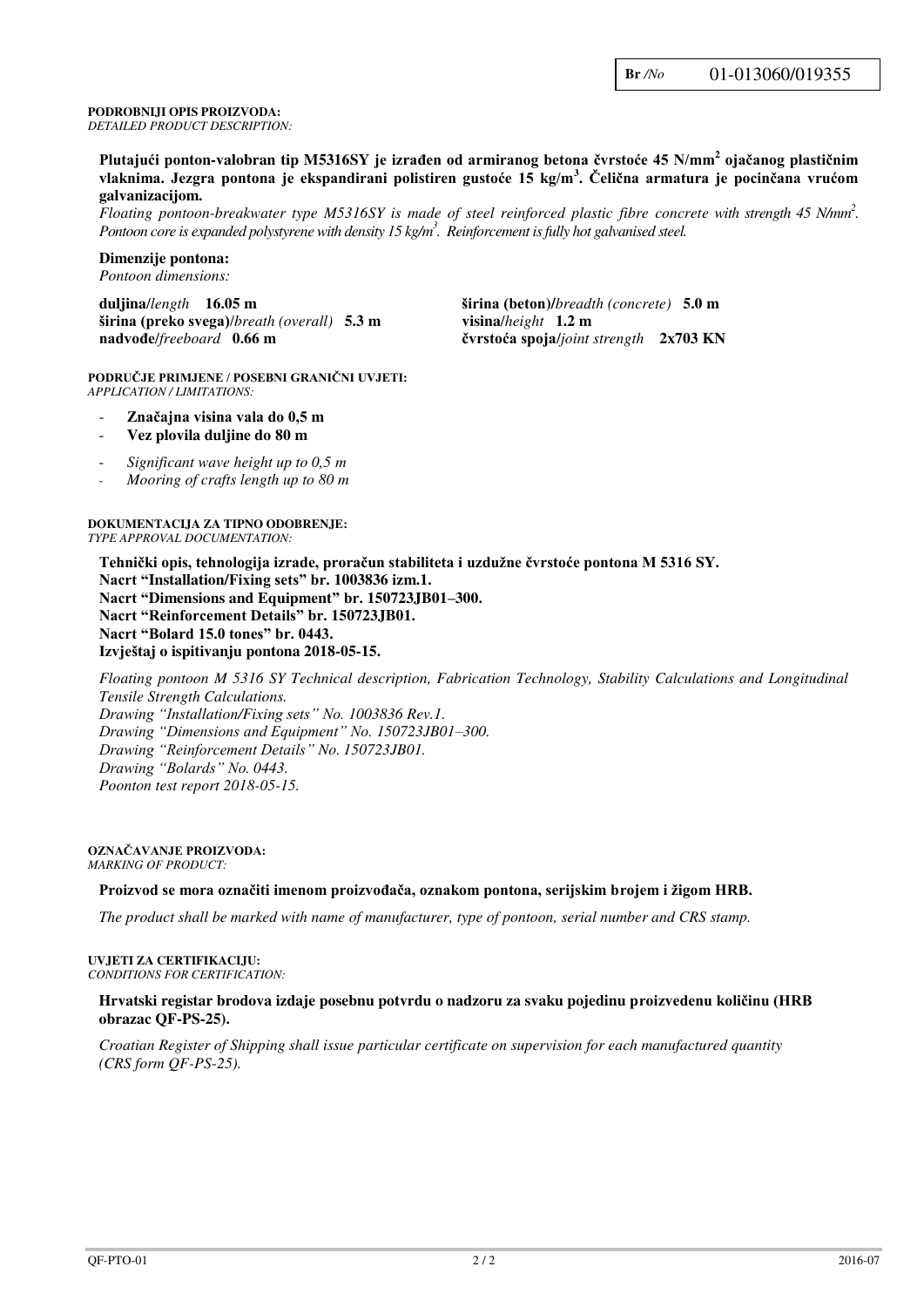**Br /No** 01-013060/019355

**PODROBNIJI OPIS PROIZVODA:**
*DETAILED PRODUCT DESCRIPTION:*

**Plutajući ponton-valobran tip M5316SY je izrađen od armiranog betona čvrstoće 45 N/mm$^2$ ojačanog plastičnim vlaknima. Jezgra pontona je ekspandirani polistiren gustoće 15 kg/m$^3$. Čelična armatura je pocinčana vrućom galvanizacijom.**

*Floating pontoon-breakwater type M5316SY is made of steel reinforced plastic fibre concrete with strength 45 N/mm$^2$. Pontoon core is expanded polystyrene with density 15 kg/m$^3$. Reinforcement is fully hot galvanised steel.*

**Dimenzije pontona:**
*Pontoon dimensions:*

**duljina**/*length* **16.05 m**
**širina (preko svega)**/*breath (overall)* **5.3 m**
**nadvođe**/*freeboard* **0.66 m**
**širina (beton)**/*breadth (concrete)* **5.0 m**
**visina**/*height* **1.2 m**
**čvrstoća spoja**/*joint strength* **2x703 KN**

**PODRUČJE PRIMJENE / POSEBNI GRANIČNI UVJETI:**
*APPLICATION / LIMITATIONS:*

- **Značajna visina vala do 0,5 m**
- **Vez plovila duljine do 80 m**

- *Significant wave height up to 0,5 m*
- *Mooring of crafts length up to 80 m*

**DOKUMENTACIJA ZA TIPNO ODOBRENJE:**
*TYPE APPROVAL DOCUMENTATION:*

**Tehnički opis, tehnologija izrade, proračun stabiliteta i uzdužne čvrstoće pontona M 5316 SY.**
**Nacrt "Installation/Fixing sets" br. 1003836 izm.1.**
**Nacrt "Dimensions and Equipment" br. 150723JB01–300.**
**Nacrt "Reinforcement Details" br. 150723JB01.**
**Nacrt "Bolard 15.0 tones" br. 0443.**
**Izvještaj o ispitivanju pontona 2018-05-15.**

*Floating pontoon M 5316 SY Technical description, Fabrication Technology, Stability Calculations and Longitudinal Tensile Strength Calculations.*
*Drawing "Installation/Fixing sets" No. 1003836 Rev.1.*
*Drawing "Dimensions and Equipment" No. 150723JB01–300.*
*Drawing "Reinforcement Details" No. 150723JB01.*
*Drawing "Bolards" No. 0443.*
*Poonton test report 2018-05-15.*

**OZNAČAVANJE PROIZVODA:**
*MARKING OF PRODUCT:*

**Proizvod se mora označiti imenom proizvođača, oznakom pontona, serijskim brojem i žigom HRB.**

*The product shall be marked with name of manufacturer, type of pontoon, serial number and CRS stamp.*

**UVJETI ZA CERTIFIKACIJU:**
*CONDITIONS FOR CERTIFICATION:*

**Hrvatski registar brodova izdaje posebnu potvrdu o nadzoru za svaku pojedinu proizvedenu količinu (HRB obrazac QF-PS-25).**

*Croatian Register of Shipping shall issue particular certificate on supervision for each manufactured quantity (CRS form QF-PS-25).*